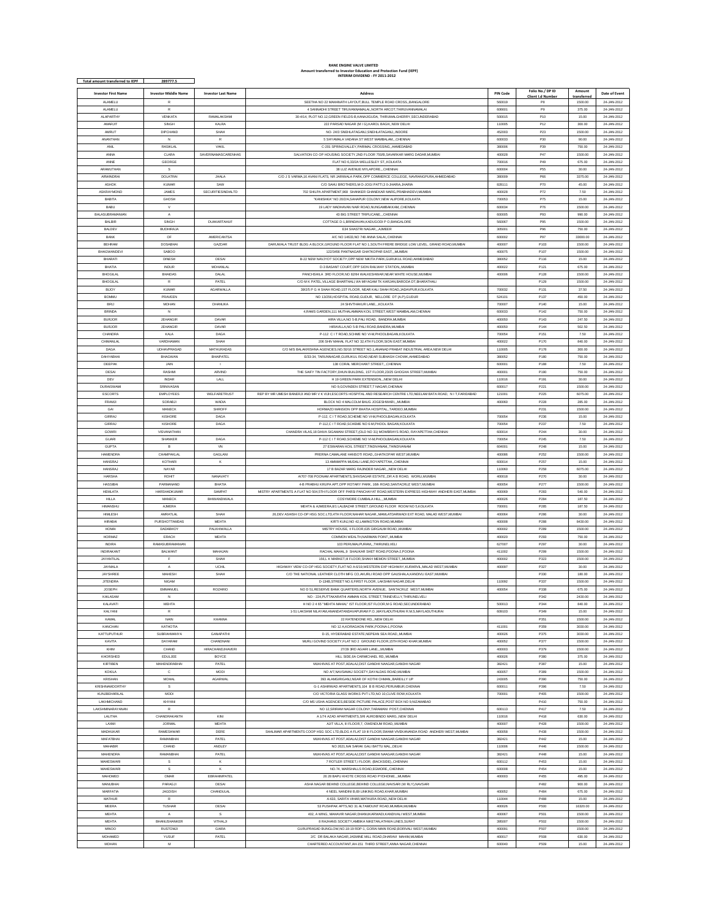# RANE ENGINE VALVE LIMITED

## Amount transferred to Investor Education and Protection Fund (IEPF)

### INTERIM DIVIDEND - FY 2011-2012

| Total amount transferred to IEPF | 289777.5 |
|---|---|

| Investor First Name | Investor Middle Name | Investor Last Name | Address | PIN Code | Folio No./ DP ID Client I.d Number | Amount transferred | Date of Event |
|---|---|---|---|---|---|---|---|
| ALAMELU | R | | SEETHA NO 22 MAHANATH LAYOUT,BULL TEMPLE ROAD CROSS,,BANGALORE | 560019 | P8 | 1500.00 | 24-JAN-2012 |
| ALAMELU | R | | 4 SANNADHI STREET TIRUVANNAMALAI,,NORTH ARCOT,THIRUVANNAMALAI | 606601 | P9 | 375.00 | 24-JAN-2012 |
| ALAPARTHY | VENKATA | RAMALAKSHMI | 30-4/14, PLOT NO.12,GREEN FIELDS-B,KANAJIGUDA, THIRUMALGHERRY,SECUNDERABAD | 500015 | P10 | 15.00 | 24-JAN-2012 |
| AMARJIT | SINGH | KALRA | 222 PARSAD NAGAR (M I G),KAROL BAGH,,NEW DELHI | 110005 | P12 | 300.00 | 24-JAN-2012 |
| AMRUT | DIPCHAND | SHAH | NO- 24/3 SNEHLATAGANJ,SNEHLATAGANJ,,INDORE | 452003 | P23 | 1500.00 | 24-JAN-2012 |
| ANANTHAN | N | | 5 SHYAMALA VADANA ST WEST MAMBALAM,,,CHENNAI | 600033 | P30 | 90.00 | 24-JAN-2012 |
| ANIL | RASIKLAL | VAKIL | C-201 SPRINGVALLEY,PARIMAL CROSSING,,AHMEDABAD | 380006 | P39 | 750.00 | 24-JAN-2012 |
| ANNA | CLARA | SAVERINAMASCARENHAS | SALVATION CO OP HOUSING SOCIETY,2ND FLOOR 750/B,SAVARKAR MARG DADAR,MUMBAI | 400028 | P47 | 1500.00 | 24-JAN-2012 |
| ANNE | GEORGE | | FLAT NO 6,33/2A WELLESLEY ST,,KOLKATA | 700016 | P49 | 675.00 | 24-JAN-2012 |
| ARAMUTHAN | S | | 38 LUZ AVENUE MYLAPORE,,,CHENNAI | 600004 | P55 | 30.00 | 24-JAN-2012 |
| ARWINDRAI | DOLATRAI | JHALA | C/O J S VARMA,16 AVANI FLATS, NR JARIWALA PARK,OPP COMMERCE COLLEGE, NAVRANGPURA,AHMEDABAD | 380009 | P66 | 3375.00 | 24-JAN-2012 |
| ASHOK | KUMAR | SAW | C/O SAHU BROTHERS,M.O-JOGI PATTI,3 0-JHARIA,JHARIA | 828111 | P70 | 45.00 | 24-JAN-2012 |
| ASKRAYMOND | JAMES | SECURITIESINDIALTD | 702 SHILPA APARTMENT,968 SHANKER GHANEKAR MARG,PRABHADEVI,MUMBAI | 400028 | P72 | 7.50 | 24-JAN-2012 |
| BABITA | GHOSH | | "KANISHKA" NO 20/2/A,SAHAPUR COLONY,NEW ALIPORE,KOLKATA | 700053 | P75 | 15.00 | 24-JAN-2012 |
| BABU | V | | 19 LADY MADHAVAN NAIR ROAD,NUNGAMBAKKAM,,CHENNAI | 600034 | P76 | 1500.00 | 24-JAN-2012 |
| BALASUBRAMANIAN | A | | 43 BIG STREET TRIPLICANE,,,CHENNAI | 600005 | P93 | 990.00 | 24-JAN-2012 |
| BALBIR | SINGH | DUAKARTAHUF | COTTAGE D-1,BRINDAVAN,KADUGODI P O,BANGALORE | 560067 | P95 | 1500.00 | 24-JAN-2012 |
| BALDEV | BUDHIRAJA | | E34 SHASTRI NAGAR,,,AJMEER | 305001 | P96 | 750.00 | 24-JAN-2012 |
| BANK | OF | AMERICANTSA | A/C NO 14633,NO 748 ANNA SALAI,,CHENNAI | 600002 | P97 | 33000.00 | 24-JAN-2012 |
| BEHRAM | DOSABHAI | GAZDAR | DARUWALA TRUST BLDG A BLOCK,GROUND FLOOR FLAT NO 1,SOUTH FRERE BRIDGE LOW LEVEL, GRAND ROAD,MUMBAI | 400007 | P103 | 1500.00 | 24-JAN-2012 |
| BHAGWANDEVI | SABOO | | 122/3456 PANTNAGAR GHATKOPAR EAST,,,MUMBAI | 400075 | P107 | 1500.00 | 24-JAN-2012 |
| BHARATI | DINESH | DESAI | B-22 NEW NAVJYOT SOCIETY,OPP NEW NIKITA PARK,GURUKUL ROAD,AHMEDABAD | 380052 | P116 | 15.00 | 24-JAN-2012 |
| BHATIA | INDUR | MOHANLAL | D-3 BASANT COURT,OPP SION RAILWAY STATION,,MUMBAI | 400022 | P121 | 675.00 | 24-JAN-2012 |
| BHOGILAL | BHAIDAS | DALAL | PANCHSHILA 3RD FLOOR,NO 82/84 WALKESHWAR,NEAR WHITE HOUSE,MUMBAI | 400006 | P128 | 1500.00 | 24-JAN-2012 |
| BHOGILAL | R | PATEL | C/O M K PATEL,VILLAGE BHARTHALI,VIA MIYAGAM TK KARJAN,BARODA DT,BHARATHALI | | P129 | 1500.00 | 24-JAN-2012 |
| BIJOY | KUMAR | AGARWALLA | 39/1/5 P G H SHAH ROAD,1ST FLOOR, NEAR KALI SHAH ROAD,JADAVPUR,KOLKATA | 700032 | P131 | 37.50 | 24-JAN-2012 |
| BOMMU | PRAVEEN | | NO 13/256,HOSPITAL ROAD,GUDUR, NELLORE DT (A.P),GUDUR | 524101 | P137 | 450.00 | 24-JAN-2012 |
| BRIJ | MOHAN | DHANUKA | 24 SHIVTHAKUR LANE,,,KOLKATA | 700007 | P140 | 15.00 | 24-JAN-2012 |
| BRINDA | N | | 4,RAMS GARDEN,111 MUTHALAMMAN KOIL STREET,WEST MAMBALAM,CHENNAI | 600033 | P142 | 750.00 | 24-JAN-2012 |
| BURJOR | JEHANGIR | DAVAR | HIRA VILLA,NO 5-B PALI ROAD, BANDRA,MUMBAI | 400050 | P143 | 247.50 | 24-JAN-2012 |
| BURJOR | JEHANGIR | DAVAR | HIRAVILLA,NO 5-B PALI ROAD,BANDRA,MUMBAI | 400050 | P144 | 502.50 | 24-JAN-2012 |
| CHANDRA | KALA | DAGA | P-112 C I T ROAD,SCHME NO VI-M,PHOOLBAGAN,KOLKATA | 700054 | P151 | 7.50 | 24-JAN-2012 |
| CHIMANLAL | VARDHAMAN | SHAH | 206 SHIV MAHAL FLAT NO 32,4TH FLOOR,SION EAST,MUMBAI | 400022 | P170 | 840.00 | 24-JAN-2012 |
| DAGA | UDHAVPRASAD | MATHURADAS | C/O M/S BALAKRISHNA AGENCIES,NO 50/16 STREET NO 1,ANAND PRABAT INDUSTRIAL AREA,NEW DELHI | 110005 | P179 | 300.00 | 24-JAN-2012 |
| DAHYABHAI | BHAGWAN | BHAIPATEL | E/33-34, TARUNNAGAR,GURUKUL ROAD,NEAR SUBHASH CHOWK,AHMEDABAD | 380052 | P180 | 750.00 | 24-JAN-2012 |
| DEEPAK | JAIN | I | 138 CORAL MERCHANT STREET,,,CHENNAI | 600001 | P188 | 7.50 | 24-JAN-2012 |
| DESAI | RASHMI | ARVIND | THE SAIFY TIN FACTORY,DHUN BUILDING, 1ST FLOOR,23/25 GHOGHA STREET,MUMBAI | 400001 | P190 | 750.00 | 24-JAN-2012 |
| DEV | INDAR | LALL | H 19 GREEN PARK EXTENSION,,,NEW DELHI | 110016 | P191 | 30.00 | 24-JAN-2012 |
| DURAISWAMI | SRINIVASAN | | NO 9,GOVINDEN STREET,T NAGAR,CHENNAI | 600017 | P221 | 1500.00 | 24-JAN-2012 |
| ESCORTS | EMPLOYEES | WELFARETRUST | REP BY MR UMESH BANERJI AND MR V K VIJH,ESCORTS HOSPITAL AND RESEARCH CENTRE LTD,NEELAM BATA ROAD, N I T,FARIDABAD | 121001 | P225 | 6075.00 | 24-JAN-2012 |
| FRAMJI | SORABJI | WADIA | BLOCK NO 4 MALCOLM BAUG JOGESHWARI,,,MUMBAI | 400060 | P228 | 285.00 | 24-JAN-2012 |
| GAI | MANECK | SHROFF | HORMAZD MANSION,OPP BHATIA HOSPITAL,,TARDEO,MUMBAI | | P231 | 1500.00 | 24-JAN-2012 |
| GIRRAJ | KISHORE | DAGA | P-112, C I T ROAD,SCHEME NO VI-M,PHOOLBAGAN,KOLKATA | 700054 | P236 | 15.00 | 24-JAN-2012 |
| GIRRAJ | KISHORE | DAGA | P-112,C I T ROAD,SCHEME NO 6-M,PHOOL BAGAN,KOLKATA | 700054 | P237 | 7.50 | 24-JAN-2012 |
| GOWRI | VISVANATHAN | | CHANDRA VILAS,18 DAWA SIGAMANI STREET,(OLD NO 31) MOWBRAYS ROAD, RAYAPETTAH,CHENNAI | 600014 | P244 | 30.00 | 24-JAN-2012 |
| GUARI | SHANKER | DAGA | P-112 C I T ROAD,SCHEME NO VI-M,PHOOLBAGAN,KOLKATA | 700054 | P245 | 7.50 | 24-JAN-2012 |
| GUPTA | B | VN | 27 ESWARAN KOIL STREET,TINDIVANAM,,THINDIVANAM | 604001 | P248 | 15.00 | 24-JAN-2012 |
| HAMENDRA | CHAMPAKLAL | GAGLANI | PRERNA CAMALANE HANSOTI ROAD,,GHATKOPAR WEST,MUMBAI | 400086 | P252 | 1500.00 | 24-JAN-2012 |
| HANSRAJ | KOTHARI | K | 13 AMMAPPA MUDALI LANE,ROYAPETTAH,,CHENNAI | 600014 | P257 | 15.00 | 24-JAN-2012 |
| HANSRAJ | NAYAR | | 17 B BAZAR MARG RAJINDER NAGAR,,,NEW DELHI | 110060 | P258 | 6075.00 | 24-JAN-2012 |
| HARSHA | ROHIT | NANAVATY | A/707-708 POONAM APARTMENTS,SHIVSAGAR ESTATE,,DR A B ROAD, WORLI,MUMBAI | 400018 | P270 | 30.00 | 24-JAN-2012 |
| HASSIBAI | PARMANAND | BHATIA | 4-B PRABHU KRUPA APT,OPP ROTARY PARK, 16th ROAD,SANTACRUZ WEST,MUMBAI | 400054 | P277 | 1500.00 | 24-JAN-2012 |
| HEMLATA | HARSHADKUMAR | SAMPAT | MISTRY APARTMENTS A FLAT NO 504,5TH FLOOR OFF PARSI PANCHAYAT ROAD,WESTERN EXPRESS HIGHWAY ANDHERI EAST,MUMBAI | 400069 | P283 | 540.00 | 24-JAN-2012 |
| HILLA | MANECK | BHIWANDIWALA | COSYMORE CUMBALA HILL,,,MUMBAI | 400026 | P284 | 187.50 | 24-JAN-2012 |
| HIMANSHU | AJMERA | | MEHTA & AJMEERA,8/1 LALBAZAR STREET,GROUND FLOOR ROOM NO 5,KOLKATA | 700001 | P285 | 187.50 | 24-JAN-2012 |
| HIMLESH | AMRATLAL | SHAH | 26,DEV ASHISH CO-OP HSG SOC LTD,4TH FLOOR,NAHAR NAGAR, MAMLATDARWADI EXT ROAD, MALAD WEST,MUMBAI | 400064 | P286 | 30.00 | 24-JAN-2012 |
| HIRABAI | PURSHOTTAMDAS | MEHTA | KIRTI KUNJ,NO 42,LAMINGTON ROAD,MUMBAI | 400008 | P288 | 8430.00 | 24-JAN-2012 |
| HOMAI | DADABHOY | PALKHIWALLA | MISTRY HOUSE, II FLOOR,635 GIRGAUM ROAD,,MUMBAI | 400002 | P289 | 1500.00 | 24-JAN-2012 |
| HORMAZ | ERACH | MEHTA | COMMON WEALTH,NARIMAN POINT,,MUMBAI | 400020 | P293 | 750.00 | 24-JAN-2012 |
| INDIRA | RAMASUBRAMANIAN | | 103 PERUMALPURAM,,,THIRUNELVELI | 627007 | P297 | 30.00 | 24-JAN-2012 |
| INDIRAKANT | BALWANT | MAHAJAN | RACHAL MAHAL,9 SHAUKAR SHET ROAD,POONA-2,POONA | 411002 | P299 | 1500.00 | 24-JAN-2012 |
| JAYANTILAL | F | SHAH | 156,L K MARKET,III FLOOR,SHAKH MEMON STREET,,MUMBAI | 400002 | P323 | 1500.00 | 24-JAN-2012 |
| JAYMALA | A | UCHIL | HIGHWAY VIEW CO-OP HSG SOCIETY,FLAT NO A-6/19,WESTERN EXP HIGHWAY,KURARVIL,MALAD WEST,MUMBAI | 400097 | P327 | 30.00 | 24-JAN-2012 |
| JAYSHREE | MAHESH | SHAH | C/O THE NATIONAL LEATHER CLOTH MFG CO,AKURLI ROAD OPP GAUSHALA,KANDIVLI EAST,MUMBAI | | P330 | 180.00 | 24-JAN-2012 |
| JITENDRA | NIGAM | | D-1348,STREET NO.6,FIRST FLOOR, LAKSHMI NAGAR,DELHI | 110092 | P337 | 1500.00 | 24-JAN-2012 |
| JOSEPH | EMMANUEL | ROZARIO | NO D 51,RESERVE BANK QUARTERS,NORTH AVENUE, SANTACRUZ WEST,MUMBAI | 400054 | P338 | 675.00 | 24-JAN-2012 |
| KAILASAM | N | | NO - 224,PUTTAKARATHI AMMAN KOIL STREET,TINNEVELLY,THIRUNELVELI | | P342 | 2430.00 | 24-JAN-2012 |
| KALAVATI | MEHTA | | H NO 2 4 65 "MEHTA MAHAL" IST FLOOR,IST FLOOR,M G ROAD,SECUNDERABAD | 500013 | P344 | 840.00 | 24-JAN-2012 |
| KALYANI | R | | 1-51 LAKSHMI NILAYAM,ANANDATANDAVAPURAM P.O.,MAYILADUTHURAI R.M.S,MAYILADUTHURAI | 609103 | P349 | 15.00 | 24-JAN-2012 |
| KAMAL | NAIN | KHANNA | 22 RATENDONE RD,,,NEW DELHI | | P351 | 1500.00 | 24-JAN-2012 |
| KANCHAN | KATHOTIA | | NO 12 A,KORAGAON PARK,POONA-1,POONA | 411001 | P359 | 3030.00 | 24-JAN-2012 |
| KATTUPUTHUR | SUBRAHMANYA | GANAPATHI | D-15, HYDERABAD ESTATE,NEPEAN SEA ROAD,,MUMBAI | 400026 | P375 | 3030.00 | 24-JAN-2012 |
| KAVITA | DAYARAM | CHANDNANI | MURLI GOVIND SOCIETY,FLAT NO 2 GROUND FLOOR,15TH ROAD KHAR,MUMBAI | 400052 | P377 | 1500.00 | 24-JAN-2012 |
| KHIM | CHAND | HIRACHANDJHAVERI | 27/29 3RD AGIARI LANE,,,MUMBAI | 400003 | P379 | 1500.00 | 24-JAN-2012 |
| KHORSHED | EDULJEE | BOYCE | HILL SIDE,6A CARMICHAEL RD,,MUMBAI | 400026 | P380 | 375.00 | 24-JAN-2012 |
| KIRTIBEN | MAHENDRABHAI | PATEL | MUKHIVAS AT POST,ADALAJ,DIST.GANDHI NAGAR,GANDHI NAGAR | 382421 | P387 | 15.00 | 24-JAN-2012 |
| KOKILA | C | MODI | NO A/7,NAVSAMAJ SOCIETY,DAYALDAS ROAD,MUMBAI | 400057 | P389 | 1500.00 | 24-JAN-2012 |
| KRISHAN | MOHAL | AGARWAL | 393 ALAMGIRIGANJ,NEAR OF KOTHI CHMAN,,BAREILLY UP | 243005 | P390 | 750.00 | 24-JAN-2012 |
| KRISHNAMOORTHY | S | | G-1 ASHIRWAD APARTMENTS,104 B B ROAD,PERUMBUR,CHENNAI | 600011 | P396 | 7.50 | 24-JAN-2012 |
| KUNJBEHARILAL | MODI | | C/O VICTORIA GLASS WORKS PVT LTD,NO 10,CLIVE ROW,KOLKATA | 700001 | P405 | 1500.00 | 24-JAN-2012 |
| LAKHMICHAND | KHYANI | | C/O MS USHA AGENCIES,BESIDE PICTURE PALACE,POST BOX NO 9,NIZAMABAD | | P410 | 750.00 | 24-JAN-2012 |
| LAKSHMINARAYANAN | R | | NO 12,SRIRAM NAGAR COLONY,TARAMANI POST,CHENNAI | 600113 | P417 | 7.50 | 24-JAN-2012 |
| LALITHA | CHANDRAKANTH | KINI | A 1/74 AZAD APARTMENTS,SRI AUROBINDO MARG,,NEW DELHI | 110016 | P418 | 630.00 | 24-JAN-2012 |
| LAXMI | JORMAL | MEHTA | AJIT VILLA, III FLOOR,7, OWENDUM ROAD,,MUMBAI | 400007 | P428 | 1500.00 | 24-JAN-2012 |
| MADHUKAR | RAMESHWAR | DERE | SHALIMAR APARTMENTS COOP HSG SOC LTD,BLDG A FLAT 19 III FLOOR,SWAMI VIVEKANANDA ROAD ANDHERI WEST,MUMBAI | 400058 | P438 | 1500.00 | 24-JAN-2012 |
| MAFATBHAI | RAMANBHAI | PATEL | MUKHIVAS AT POST,ADALAJ,DIST.GANDHI NAAGAR,GANDHI NAGAR | 382421 | P442 | 15.00 | 24-JAN-2012 |
| MAHABIR | CHAND | ANDLEY | NO 2621,NAI SARAK GALI BATTU MAL,,DELHI | 110006 | P446 | 1500.00 | 24-JAN-2012 |
| MAHENDRA | RAMANBHAI | PATEL | MUKHIVAS AT POST,ADALAJ,DIST.GANDHI NAAGAR,GANDHI NAGAR | 382421 | P448 | 15.00 | 24-JAN-2012 |
| MAHESWARI | S | K | 7 ROTLER STREET,I FLOOR, (BACKSIDE),,CHENNAI | 600112 | P453 | 15.00 | 24-JAN-2012 |
| MAHESWARI | S | K | NO.74, MARSHALLS ROAD,EGMORE,,CHENNAI | 600008 | P454 | 15.00 | 24-JAN-2012 |
| MAHOMED | OMAR | EBRAHIMPATEL | 26 28 BAPU KHOTE CROSS ROAD PYDHONIE,,,MUMBAI | 400003 | P455 | 495.00 | 24-JAN-2012 |
| MANUBHAI | PARAGJI | DESAI | ASHA NAGAR BEHIND COLLEGE,BEHIND COLLEGE,NAVSARI (W RLY),NAVSARI | | P482 | 900.00 | 24-JAN-2012 |
| MARFATIA | JAGDISH | CHANDULAL | 4 NEEL NANDINI B,69 LINKING ROAD,KHAR,MUMBAI | 400052 | P484 | 675.00 | 24-JAN-2012 |
| MATHUR | R | | A-633, SARITA VIHAR,MATHURA ROAD,,NEW DELHI | 110044 | P488 | 15.00 | 24-JAN-2012 |
| MEERA | TUSHAR | DESAI | 53 PUSHPAK APTS,NO 31 ALTAMOUNT ROAD,MUMBAI,MUMBAI | 400026 | P500 | 16320.00 | 24-JAN-2012 |
| MEHTA | A | S | 402, A WING,, MAHAVIR NAGAR,DHANUKARWADI,KANDIVALI WEST,MUMBAI | 400067 | P501 | 1500.00 | 24-JAN-2012 |
| MEHTA | BHANUSHANKER | VITHALJI | 8 RAJHANS SOCIETY,AMBIKA NIKETAN,ATHWA LINES,SURAT | 395007 | P502 | 1500.00 | 24-JAN-2012 |
| MINOO | RUSTOMJI | GIARA | GURUPRASAD BUNGLOW,NO.18-19 RDP-1, GORAI MAIN ROAD,BORIVALI WEST,MUMBAI | 400091 | P507 | 1500.00 | 24-JAN-2012 |
| MOHAMED | YUSUF | PATEL | 2/C DR BALAKA NAGAR,JASMINE MILL ROAD,DHARAVI MAHIM,MUMBAI | 400017 | P508 | 630.00 | 24-JAN-2012 |
| MOHAN | M | | CHARTERED ACCOUNTANT,AH-151 THIRD STREET,ANNA NAGAR,CHENNAI | 600040 | P509 | 15.00 | 24-JAN-2012 |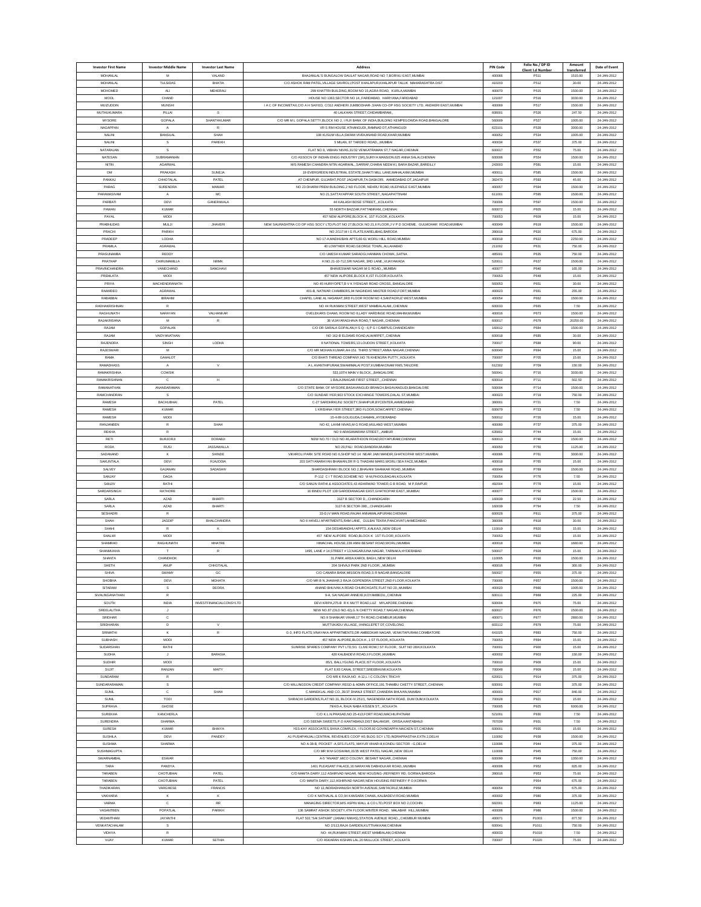| Investor First Name | Investor Middle Name | Investor Last Name | Address | PIN Code | Folio No./ DP ID Client I.d Number | Amount transferred | Date of Event |
|---|---|---|---|---|---|---|---|
| MOHANLAL | M | VALAND | BHAJANLAL'S BUNGALOW DAULAT NAGAR,ROAD NO.7,BORIVLI EAST,MUMBAI | 400066 | P511 | 1515.00 | 24-JAN-2012 |
| MOHANLAL | TULSIDAS | BHATIA | C/O ASHOK RAM PATEL,VILLAGE SAVROLI,POST KHALAPUR,KHALAPUR TALUK MAHARASHTRA DIST | 410203 | P512 | 30.00 | 24-JAN-2012 |
| MOHOMED | ALI | MEHERALI | 299 KHATTRI BUILDING,ROOM NO 15,AGRA ROAD, KURLA,MUMBAI | 400070 | P515 | 1500.00 | 24-JAN-2012 |
| MOOL | CHAND | | HOUSE NO 1363,SECTOR NO 14,,FARIDABAD, HARIYANA,FARIDABAD | 121007 | P516 | 3030.00 | 24-JAN-2012 |
| MUIZUDDIN | MUNSHI | | I A C OF INCOMETAX,C/O A H SAIYED, C/312 ANDHERI JUMBODHAR.,SHAN CO-OP HSG SOCIETY LTD, ANDHERI EAST,MUMBAI | 400069 | P517 | 1500.00 | 24-JAN-2012 |
| MUTHUKUMARA | PILLAI | S | 40 LALKHAN STREET,CHIDAMBARAM,, | 608001 | P526 | 247.50 | 24-JAN-2012 |
| MYSORE | GOPALA | SHANTHKUMAR | C/O MR M L GOPALA SETTY,BLOCK NO 2, I FLR BANK OF INDIA,BUILDING KEMPEGOWDA ROAD,BANGALORE | 560009 | P527 | 1005.00 | 24-JAN-2012 |
| NAGAPPAN | A | R | VR S RM HOUSE ATHANGUDI,,RAMNAD DT,ATHANGUDI | 623101 | P528 | 3000.00 | 24-JAN-2012 |
| NALINI | BANSILAL | SHAH | 108 KUSUM VILLA,SWAMI VIVEKANAND ROAD,KHAR,MUMBAI | 400052 | P534 | 1005.00 | 24-JAN-2012 |
| NALINI | S | PAREKH | 5 MILAN, 87 TARDEO ROAD,,,MUMBAI | 400034 | P537 | 375.00 | 24-JAN-2012 |
| NATARAJAN | S | | FLAT NO 8, VIBHAV NIVAS,31/32 VENKATRAMAN ST,T NAGAR,CHENNAI | 600017 | P552 | 75.00 | 24-JAN-2012 |
| NATESAN | SUBRAMANIAN | | C/O ASSOCN OF INDIAN ENGG INDUSTRY (SR),SURIYA MANSION,625 ANNA SALAI,CHENNAI | 600006 | P554 | 1500.00 | 24-JAN-2012 |
| NITIN | AGARWAL | | M/S RAMESH CHANDRA NITIN AGARWAL,,SARRAF,CHARAI NEEM KI, BARA BAZAR,,BAREILLY | 243003 | P581 | 15.00 | 24-JAN-2012 |
| OM | PRAKASH | SUNEJA | 19 EVERGREEN INDUSTRIAL ESTATE,SHAKTI MILL LANE,MAHALAXMI,MUMBAI | 400011 | P585 | 1500.00 | 24-JAN-2012 |
| PANKAJ | CHHOTALAL | PATEL | AT CHENPUR, GUJARAT,POST JAGAIPUR,TA DASKORI, AHMEDABAD DT,JAGAIPUR | 382470 | P593 | 45.00 | 24-JAN-2012 |
| PARAG | SURENDRA | MANIAR | NO 23 DHARM PREM BUILDING,2 ND FLOOR, NEHRU ROAD,VILEPARLE EAST,MUMBAI | 400057 | P594 | 1500.00 | 24-JAN-2012 |
| PARAMASIVAM | A | MC | NO 21,SATTAYAPPAR SOUTH STREET,,NAGAPATTINAM | 611001 | P595 | 1500.00 | 24-JAN-2012 |
| PARBATI | DEVI | GANERIWALA | 44 KAILASH BOSE STREET,,,KOLKATA | 700006 | P597 | 1500.00 | 24-JAN-2012 |
| PAWAN | KUMAR | | 55 NORTH BAZZAR,PATTABIRAM,,CHENNAI | 600072 | P605 | 15.00 | 24-JAN-2012 |
| PAYAL | MODI | | 457 NEW ALIPORE,BLOCK-K, 1ST FLOOR,,KOLKATA | 700053 | P609 | 15.00 | 24-JAN-2012 |
| PRABHUDAS | MULJI | JHAVERI | NEW SAURASHTRA CO OP HSG SOCY LTD,PLOT NO 27,BLOCK NO 21,II FLOOR,J V P D SCHEME, GULMOHAR ROAD,MUMBAI | 400049 | P619 | 1500.00 | 24-JAN-2012 |
| PRACHI | PARIKH | | NO 2/117,M I G FLATS,KARELIBAG,BARODA | 390018 | P620 | 675.00 | 24-JAN-2012 |
| PRADEEP | LODHA | | NO 17-A,MADHUBAN APTS,60-61 WORLI HILL ROAD,MUMBAI | 400018 | P622 | 2250.00 | 24-JAN-2012 |
| PRAMILA | AGRAWAL | | 40 LOWTHER ROAD,GEORGE TOWN,,ALLAHABAD | 211002 | P631 | 750.00 | 24-JAN-2012 |
| PRASUNAMBA | REDDY | | C/O UMESH KUMAR SARAOGI,HANMAN CHOWK,,SATNA | 485001 | P635 | 750.00 | 24-JAN-2012 |
| PRATHAP | CHIRUMAMILLA | NRMK | H.NO.21-10-712,SRI NAGAR, 3RD LANE,,VIJAYAWADA | 520011 | P637 | 1500.00 | 24-JAN-2012 |
| PRAVINCHANDRA | VANECHAND | SANGHAVI | BHAVESWAR NAGAR M G ROAD,,,MUMBAI | 400077 | P640 | 165.00 | 24-JAN-2012 |
| PREMLATA | MODI | | 457 NEW ALIPORE,BLOCK K,1ST FLOOR,KOLKATA | 700053 | P648 | 15.00 | 24-JAN-2012 |
| PRIYA | MACHENDRANATH | | NO 45 HURIYOPET,8 V K IYENGAR ROAD CROSS,,BANGALORE | 560053 | P651 | 30.00 | 24-JAN-2012 |
| RAAMDEO | AGRAWAL | | 401-B, NATWAR CHAMBERS,94 NAGINDAS MASTER ROAD,FORT,MUMBAI | 400023 | P661 | 255.00 | 24-JAN-2012 |
| RABABBAI | IBRAHIM | | CHAPEL LANE AL HASANAT,3RD FLOOR ROOM NO 4,SANTACRUZ WEST,MUMBAI | 400054 | P662 | 1500.00 | 24-JAN-2012 |
| RADHAKRISHNAN | R | | NO 44 RUKMANI STREET,WEST MAMBALAM,,CHENNAI | 600033 | P665 | 7.50 | 24-JAN-2012 |
| RAGHUNATH | NARAYAN | VALHANKAR | GVELEKARS CHAWL ROOM NO 8,LADY HARDINGE ROAD,MAHIM,MUMBAI | 400016 | P673 | 1500.00 | 24-JAN-2012 |
| RAJAKRISHNA | M | R | 38 VIJAYARAGHAVA ROAD,T NAGAR,,CHENNAI | 600017 | P679 | 20250.00 | 24-JAN-2012 |
| RAJAM | GOPALAN | | C/O DR SARALA GOPALAN,H S Q - 6,P G I CAMPUS,CHANDIGARH | 160012 | P684 | 1500.00 | 24-JAN-2012 |
| RAJAM | VAIDYANATHAN | | NO 162-B ELDAMS ROAD,ALWARPET,,CHENNAI | 600018 | P685 | 30.00 | 24-JAN-2012 |
| RAJENDRA | SINGH | LODHA | 8 NATIONAL TOWERS,13 LOUDON STREET,,KOLKATA | 700017 | P688 | 90.00 | 24-JAN-2012 |
| RAJESWARI | M | | C/O MR MOHAN KUMAR,AH-151 THIRD STREET,ANNA NAGAR,CHENNAI | 600040 | P694 | 15.00 | 24-JAN-2012 |
| RAMA | GAHALOT | | C/O BHATI THREAD COMPANY,NO 76 KHENGRA PUTTY,,KOLKATA | 700007 | P705 | 15.00 | 24-JAN-2012 |
| RAMADHASS | A | V | A L AVANTHIPURAM,SWAMIMALAI POST,KUMBAKONAM RMS,TANJORE | 612302 | P709 | 150.00 | 24-JAN-2012 |
| RAMAKRISHNA | COWSIK | | 533,10TH MAIN V BLOCK,,,BANGALORE | 560041 | P710 | 3030.00 | 24-JAN-2012 |
| RAMAKRISHNAN | C | H | 1 BALAJINAGAR FIRST STREET,,,CHENNAI | 600014 | P711 | 502.50 | 24-JAN-2012 |
| RAMANATHAN | ANANDARAMAN | | C/O STATE BANK OF MYSORE,BASAVANGUDI BRANCH,BASAVANGUDI,BANGALORE | 500004 | P714 | 1500.00 | 24-JAN-2012 |
| RAMCHANDRAN | S | | C/O SUNDAR IYER,903 STOCK EXCHANGE TOWERS,DALAL ST,MUMBAI | 400023 | P719 | 750.00 | 24-JAN-2012 |
| RAMESH | BACHUBHAI | PATEL | C-27 SARDHRKUNJ SOCIETY,SHAHPUR,BYCENTER,AHMEDABAD | 380001 | P721 | 7.50 | 24-JAN-2012 |
| RAMESH | KUMAR | | 1 KRISHNA IYER STREET,3RD FLOOR,SOWCARPET,CHENNAI | 600079 | P723 | 7.50 | 24-JAN-2012 |
| RAMESH | MODI | | 15-4-89 GOLIGUDA,CHAMAN,,HYDERABAD | 500012 | P736 | 15.00 | 24-JAN-2012 |
| RANJANBEN | R | SHAH | NO 42, LAXMI NIVAS,M G ROAD,MULAND WEST,MUMBAI | 400080 | P737 | 375.00 | 24-JAN-2012 |
| REKHA | R | | NO 9 ARASAMARAM STREET,,,AMBUR | 635802 | P744 | 15.00 | 24-JAN-2012 |
| RETI | BURJORJI | DORABJI | NEW NO.70 / OLD NO.46,ARATHOON ROAD,ROYAPURAM,CHENNAI | 600013 | P746 | 1500.00 | 24-JAN-2012 |
| RODA | RUSI | JASSAWALLA | NO 29,PALI ROAD,BANDRA,MUMBAI | 400050 | P750 | 1125.00 | 24-JAN-2012 |
| SADANAND | K | SHINDE | VIKHROLI PARK SITE ROAD NO 6,SHOP NO 14 NEAR JAIN MANDIR,GHATKOPAR WEST,MUMBAI | 400086 | P761 | 3000.00 | 24-JAN-2012 |
| SAKUNTALA | DEVI | RAJGODIA | 203 SATYANARAYAN BHAWAN,DR R G THADANI MARG,WORLI SEA FACE,MUMBAI | 400018 | P765 | 15.00 | 24-JAN-2012 |
| SALVEY | GAJANAN | SADASHIV | SHARDASHRAM I BLOCK NO 2,BHAVANI SHANKAR ROAD,,MUMBAI | 400048 | P769 | 1500.00 | 24-JAN-2012 |
| SANJAY | DAGA | | P-112 C I T ROAD,SCHEME NO VI-M,PHOOLBAGAN,KOLKATA | 700054 | P776 | 7.50 | 24-JAN-2012 |
| SANJIV | RATHI | | C/O SANJIV RATHI & ASSOCIATES,43 ASHIRWAD TOWER,G E ROAD, M P,RAIPUR | 492004 | P778 | 15.00 | 24-JAN-2012 |
| SARDARSINGH | RATHORE | | 16 BINDU PLOT 139 GARODIANAGAR EAST,GHATKOPAR EAST,,MUMBAI | 400077 | P792 | 1500.00 | 24-JAN-2012 |
| SARLA | AZAD | BHARTI | 3127 B SECTOR D,,,CHANDIGARH | 160039 | P793 | 22.50 | 24-JAN-2012 |
| SARLA | AZAD | BHARTI | 3127-B SECTOR-39D,,,CHANDIGARH | 160039 | P794 | 7.50 | 24-JAN-2012 |
| SESHADRI | R | | 33-D,IV MAIN ROAD,RAJAH ANNAMALAIPURAM,CHENNAI | 600028 | P811 | 375.00 | 24-JAN-2012 |
| SHAH | JAGDIP | BHALCHANDRA | NO 8 HAVELI APARTMENTS,RAM LANE, GULBAI TEKRA,PANCHVATI,AHMEDABAD | 380006 | P818 | 30.00 | 24-JAN-2012 |
| SHAHI | R | K | 154 DESHBANDHU APPTS.,KALKAJI,,NEW DELHI | 110019 | P820 | 15.00 | 24-JAN-2012 |
| SHALINI | MODI | | 457 NEW ALIPORE ROAD,BLOCK-K 1ST FLOOR,,KOLKATA | 700053 | P822 | 15.00 | 24-JAN-2012 |
| SHAMRAO | RAGHUNATH | MHATRE | HIMACHAL HOUSE,239 ANNI BESANT ROAD,WORLI,MUMBAI | 400018 | P826 | 1680.00 | 24-JAN-2012 |
| SHANMUKHA | T | R | 1495, LANE # 14,STREET # 13,NAGARJUNA NAGAR, TARNAKA,HYDERABAD | 500017 | P828 | 15.00 | 24-JAN-2012 |
| SHANTA | CHANDHOK | | 31,PARK AREA,KAROL BAGH,,NEW DELHI | 110005 | P830 | 1500.00 | 24-JAN-2012 |
| SHETH | ANUP | CHHOTALAL | 204 SHIVAJI PARK 2ND FLOOR,,,MUMBAI | 400016 | P849 | 300.00 | 24-JAN-2012 |
| SHIVA | SWAMY | GC | C/O CANARA BANK,MISSION ROAD,S R NAGAR,BANGALORE | 560027 | P855 | 375.00 | 24-JAN-2012 |
| SHOBHA | DEVI | MOHATA | C/O MR B N JHAWAR,3 RAJA GOPENDRA STREET,2ND FLOOR,KOLKATA | 700005 | P857 | 1500.00 | 24-JAN-2012 |
| SITARAM | S | DEORA | ANAND BHUVAN A ROAD CHURCHGATE,FLAT NO 20,,MUMBAI | 400020 | P866 | 1005.00 | 24-JAN-2012 |
| SIVALINGANATHAN | R | | 9-A, SAI NAGAR ANNEXE,KOYAMBEDU,,CHENNAI | 600111 | P868 | 225.00 | 24-JAN-2012 |
| SOUTH | INDIA | INVESTFINANCIALCONSYLTD | DEVI KRIPA,275-B R K MUTT ROAD,LUZ MYLAPORE,CHENNAI | 600004 | P875 | 75.00 | 24-JAN-2012 |
| SREELALITHA | J | | NEW NO.87 (OLD NO.42),G N CHETTY ROAD,T.NAGAR,CHENNAI | 600017 | P876 | 1500.00 | 24-JAN-2012 |
| SRIDHAR | C | | NO.9 SHANKAR VIHAR,17 TH ROAD,CHEMBUR,MUMBAI | 400071 | P877 | 2880.00 | 24-JAN-2012 |
| SRIDHARAN | D | V | MUTTUKADU VILLAGE,,VHINGLEPET DT,COVELONG | 603112 | P879 | 75.00 | 24-JAN-2012 |
| SRIMATHI | K | R | G-3, IHFD FLATS,VINAYAKA APPARTMENTS,DR AMBEDKAR NAGAR, VENKITAPURAM,COIMBATORE | 641025 | P883 | 750.00 | 24-JAN-2012 |
| SUBHASH | MODI | | 457 NEW ALIPORE,BLOCK-K ,1 ST FLOOR,,KOLKATA | 700053 | P894 | 15.00 | 24-JAN-2012 |
| SUDARSHAN | RATHI | | SUNRISE SPARES COMPANY PVT LTD,5/1 CLIVE ROW,I ST FLOOR, SUIT NO 284,KOLKATA | 700001 | P900 | 15.00 | 24-JAN-2012 |
| SUDHA | J | BARASIA | 428 KALBADEVI ROAD,II FLOOR,,MUMBAI | 400002 | P903 | 150.00 | 24-JAN-2012 |
| SUDHIR | MODI | | 85/1, BALLYGUNG PLACE,IST FLOOR,,KOLKATA | 700010 | P908 | 15.00 | 24-JAN-2012 |
| SUJIT | RANJAN | MAITY | FLAT 8,63 CANAL STREET,SREEBHUMI,KOLKATA | 700048 | P909 | 15.00 | 24-JAN-2012 |
| SUNDARAM | R | | C/O MR K RAJA,NO. A-12,I I C COLONY,TRICHY | 620021 | P914 | 375.00 | 24-JAN-2012 |
| SUNDARARAMAN | S | | C/O WILLINGDON CREDIT COMPANY,REGD & ADMN OFFICE,191 THAMBU CHETTY STREET,,CHENNAI | 600001 | P915 | 375.00 | 24-JAN-2012 |
| SUNIL | C | SHAH | C.MANEKLAL AND CO.,35/37 DHANJI STREET,CHANDRA BHUVAN,MUMBAI | 400003 | P917 | 840.00 | 24-JAN-2012 |
| SUNIL | TODI | | SHRACHI GARDENS,FLAT NO.31, BLOCK-IV,251/1, NAGENDRA NATH ROAD, DUM DUM,KOLKATA | 700028 | P921 | 15.00 | 24-JAN-2012 |
| SUPRAVA | GHOSE | | 79/4/3-A, RAJA NABA KISSEN ST.,,KOLKATA | 700005 | P925 | 6000.00 | 24-JAN-2012 |
| SUREKHA | KANCHERLA | | C/O K L.N.PRASAD,NO 25-413,FORT ROAD,MACHILIPATNAM | 521001 | P930 | 7.50 | 24-JAN-2012 |
| SURENDRA | SHARMA | | C/O SEEMA SWEETS,P O KANTABANJI,DIST BALANGIR, ORISA,KANTABANJI | 767039 | P931 | 7.50 | 24-JAN-2012 |
| SURESH | KUMAR | BHAIYA | YES-KAY ASSOCIATES,SHIVA COMPLEX, I FLOOR,92 GOVINDAPPA NAICKEN ST,CHENNAI | 600001 | P935 | 15.00 | 24-JAN-2012 |
| SUSHILA | DEVI | PANDEY | A1 PUSHPANJALI,CENTRAL REVENUES COOP HS BLDG SCY LTD,INDRAPRASTHA EXTN 2,DELHI | 110092 | P938 | 1500.00 | 24-JAN-2012 |
| SUSHMA | SHARMA | | NO A-38-B, POCKET -A,SFS FLATS, MAYUR VIHAR-III,KONDLI SECTOR - G,DELHI | 110096 | P944 | 375.00 | 24-JAN-2012 |
| SUSHMAGUPTA | | | C/O MR M M GOSWAMI,15/35 WEST PATEL NAGAR,,NEW DELHI | 110008 | P945 | 750.00 | 24-JAN-2012 |
| SWARNAMBAL | ESWAR | | A-5 "ANAND",MICO COLONY, BESANT NAGAR,,CHENNAI | 600090 | P949 | 1350.00 | 24-JAN-2012 |
| TARA | PANDYA | | 1401 PLEASANT PALACE,16 NARAYAN DABHOLKAR ROAD,,MUMBAI | 400006 | P952 | 825.00 | 24-JAN-2012 |
| TARABEN | CHOTUBHAI | PATEL | C/O MAMTA DAIRY,112 ASHIRVAD NAGAR, NEW HOUSING-,REFINERY RD, GORWA,BARODA | 390016 | P953 | 75.00 | 24-JAN-2012 |
| TARABEN | CHOTUBHAI | PATEL | C/O MAMTA DAIRY,112 ASHIRVAD NAGAR,NEW HOUSING REFINERY P O,KORWA | | P954 | 675.00 | 24-JAN-2012 |
| THADIKARAN | VARGHESE | FRANCIS | NO 13,NORADHANUSH NORTH AVENUE,SANTACRUZ,MUMBAI | 400054 | P958 | 675.00 | 24-JAN-2012 |
| VAKHARIA | K | K | C/O K NATHALAL & CO,94 KANSARA CHAWL,KALBADEVI ROAD,MUMBAI | 400002 | P980 | 375.00 | 24-JAN-2012 |
| VARMA | C | RR | MANAGING DIRECTOR,M/S ASPIN WALL & CO LTD,POST BOX NO 2,COCHIN | 682001 | P983 | 1125.00 | 24-JAN-2012 |
| VASANTBEN | POPATLAL | PARIKH | 136 SAMRAT ASHOK SOCIETY,4TH FLOOR,WINTER ROAD, MALABAR HILL,MUMBAI | 400006 | P988 | 1500.00 | 24-JAN-2012 |
| VEDANTHAM | JAYANTHI | | FLAT 502,"SAI SATKAR" (JANAKI NIWAS),STATION AVENUE ROAD,,CHEMBUR MUMBAI | 400071 | P1003 | 877.50 | 24-JAN-2012 |
| VENKATACHALAM | S | | NO 2/113,RAJA GARDEN,KUTTIVAKKAM,CHENNAI | 600041 | P1011 | 750.00 | 24-JAN-2012 |
| VIDHYA | R | | NO- 44,RUKMANI STREET,WEST MAMBALAM,CHENNAI | 600033 | P1018 | 7.50 | 24-JAN-2012 |
| VIJAY | KUMAR | SETHIA | C/O ASKARAN KISHAN LAL,20 MULLICK STREET,,KOLKATA | 700007 | P1020 | 75.00 | 24-JAN-2012 |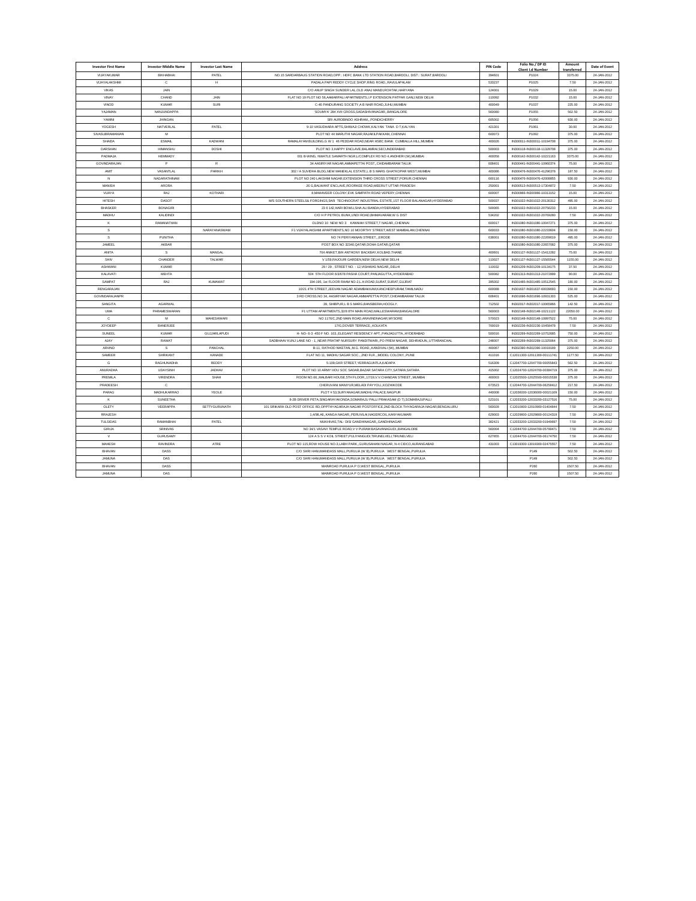| Investor First Name | Investor Middle Name | Investor Last Name | Address | PIN Code | Folio No./ DP ID Client I.d Number | Amount transferred | Date of Event |
|---|---|---|---|---|---|---|---|
| VIJAYAKUMAR | BIKHABHAI | PATEL | NO.15 SARDARBAUG STATION ROAD,OPP.: HDFC BANK LTD STATION ROAD,BARDOLI, DIST.: SURAT,BARDOLI | 394601 | P1024 | 3375.00 | 24-JAN-2012 |
| VIJAYALAKSHMI | C | H | PADALA PAPI REDDY CYCLE SHOP,RING ROAD,,RAVULAPALAM | 533237 | P1025 | 7.50 | 24-JAN-2012 |
| VIKAS | JAIN | | C/O ANUP SINGH SUNDER LAL,OLD ANAJ MANDI,ROHTAK,HARYANA | 124001 | P1029 | 15.00 | 24-JAN-2012 |
| VINAY | CHAND | JAIN | FLAT NO 19 PLOT NO 56,AAMARPALI APARTMENTS,I.P EXTENSION PATPAR GANJ,NEW DELHI | 110092 | P1032 | 15.00 | 24-JAN-2012 |
| VINOD | KUMAR | SURI | C-46 PANDURANG SOCIETY,A B NAIR ROAD,JUHU,MUMBAI | 400049 | P1037 | 225.00 | 24-JAN-2012 |
| YAJAMAN | NANJUNDAPPA | | 'SOUMYA' 284 XVII CROSS,SADASHIVANAGAR,,BANGALORE | 560080 | P1055 | 502.50 | 24-JAN-2012 |
| YAMINI | JHINGAN | | SRI AUROBINDO ASHRAM,,PONDICHERRY | 605002 | P1056 | 930.00 | 24-JAN-2012 |
| YOGESH | NATVERLAL | PATEL | 9-10 VASUDHARA APTS,SHIWAJI CHOWK,KALYAN TANA D T,KALYAN | 421301 | P1061 | 30.00 | 24-JAN-2012 |
| SIVASUBRAMANIAN | M | | PLOT NO 44 MARUTHI NAGAR,RAJAKILPAKKAM,,CHENNAI | 600073 | P1092 | 375.00 | 24-JAN-2012 |
| SHAIDA | ESMAIL | KADWANI | RAMALAYAM BUILDING,G W 1 46 PEDDAR ROAD,NEAR HSBC BANK CUMBALLA HILL,MUMBAI | 400026 | IN300011-IN300011-10194708 | 375.00 | 24-JAN-2012 |
| DARSHAN | HIMANSHU | DOSHI | PLOT NO 3,HAPPY ENCLAVE,BALAMRAI,SECUNDERABAD | 500003 | IN300118-IN300118-11328708 | 375.00 | 24-JAN-2012 |
| PADMAJA | HEMMADY | | 001 B-WING, NIWATLE SAMARTH NGR,L/COMPLEX RD NO 4,ANDHERI (W),MUMBAI | 400058 | IN300142-IN300142-10221163 | 3375.00 | 24-JAN-2012 |
| GOVINDARAJAN | P | R | 34 AASIRIYAR NAGAR,AMMAPETTAI POST,,CHIDAMBARAM TALUK | 608401 | IN300441-IN300441-10960374 | 75.00 | 24-JAN-2012 |
| AMIT | VASANTLAL | PARIKH | 302 / A SUVIDHA BLDG,NEW MANEKLAL ESTATE,L B S MARG GHATKOPAR WEST,MUMBAI | 400086 | IN300476-IN300476-41296378 | 187.50 | 24-JAN-2012 |
| N | NAGARATHINAM | | PLOT NO 240 LAKSHMI NAGAR,EXTENSION THIRD CROSS STREET,PORUR,CHENNAI | 600116 | IN300476-IN300476-42008855 | 930.00 | 24-JAN-2012 |
| MANISH | ARORA | | 26 G,BALWANT ENCLAVE,ROORKEE ROAD,MEERUT UTTAR PRADESH | 250001 | IN300513-IN300513-17304872 | 7.50 | 24-JAN-2012 |
| VIJAYA | RAJ | KOTHARI | 8,MAHAVEER COLONY,EVK SAMPATH ROAD VEPERY,CHENNAI | 600007 | IN300966-IN300966-10313152 | 15.00 | 24-JAN-2012 |
| HITESH | DASOT | | M/S SOUTHERN STEELS& FORGINGS,5A/9 TECHNOCRAT INDUSTRIAL ESTATE,1ST FLOOR BALANAGAR,HYDERABAD | 500037 | IN301022-IN301022-20130312 | 495.00 | 24-JAN-2012 |
| BHASKER | BONAGIRI | | 23 6 142,HARI BOWLI,SHA ALI BANDA,HYDERABAD | 500065 | IN301022-IN301022-20756233 | 15.00 | 24-JAN-2012 |
| MADHU | KALIDINDI | | C/O H P PETROL BUNK,UNDI ROAD,BHIMAVARAM,W G DIST | 534202 | IN301022-IN301022-20769280 | 7.50 | 24-JAN-2012 |
| K | RAMANATHAN | | OLDNO 10 NEW NO 3 KANNIAH STREET,T NAGAR,,CHENNAI | 600017 | IN301080-IN301080-10047271 | 375.00 | 24-JAN-2012 |
| S | | NARAYANASWAMI | F1 VIJAYALAKSHMI APARTMENTS,NO 10 MOORTHY STREET,WEST MAMBALAM,CHENNAI | 600033 | IN301080-IN301080-22233604 | 150.00 | 24-JAN-2012 |
| S | PUNITHA | | NO 74 PERIYANNAN STREET,,ERODE | 638001 | IN301080-IN301080-22269019 | 495.00 | 24-JAN-2012 |
| JAMEEL | AKBAR | | POST BOX NO 32340,QATAR,DOHA QATAR,QATAR | | IN301080-IN301080-22657082 | 375.00 | 24-JAN-2012 |
| ANITA | S | MANGAL | 704 ANIKET,B/H ANTHONY BACKBAY,KOLBAD,THANE | 400601 | IN301127-IN301127-15412282 | 75.00 | 24-JAN-2012 |
| SHIV | CHANDER | TALWAR | V 1/59,RAJOURI GARDEN,NEW DELHI,NEW DELHI | 110027 | IN301127-IN301127-15569544 | 1155.00 | 24-JAN-2012 |
| ASHWANI | KUMAR | | 29 / 29 , STREET NO. - 12,VISHWAS NAGAR,,DELHI | 110032 | IN301209-IN301209-10134175 | 37.50 | 24-JAN-2012 |
| KALAVATI | MEHTA | | 504 5TH FLOOR 6/3/678 PASHA COURT,PANJAGUTTA,,HYDERABAD | 500082 | IN301313-IN301313-21072899 | 90.00 | 24-JAN-2012 |
| SAMPAT | RAJ | KUMAWAT | 184-195, 1st FLOOR RAAM NO-2,L.H.ROAD,SURAT,SURAT,GUJRAT | 395002 | IN301485-IN301485-10512545 | 180.00 | 24-JAN-2012 |
| RENGARAJAN | | | 10/21,4TH STREET,JEEVAN NAGAR ADAMBAKKAM,KANCHEEPURAM,TAMILNADU | 600088 | IN301637-IN301637-60039060 | 150.00 | 24-JAN-2012 |
| GOVINDARAJANPR | | | 3 RD CROSS,NO 34, AASIRIYAR NAGAR,AMMAPETTAI POST,CHIDAMBARAM TALUK | 608401 | IN301696-IN301696-10931303 | 525.00 | 24-JAN-2012 |
| SANGITA | AGARWAL | | 39, SHIBPUR,L B S MARG,BANSBERIA,HOOGLY. | 712502 | IN302017-IN302017-10065866 | 142.50 | 24-JAN-2012 |
| UMA | PARAMESWARAN | | F1 UTTAM APARTMENTS,32/8 8TH MAIN ROAD,MALLESWARAM,BANGALORE | 560003 | IN302148-IN302148-10211122 | 22050.00 | 24-JAN-2012 |
| C | M | MAHESHWARI | NO 1176/C,2ND MAIN ROAD,ARAVINDNAGAR,MYSORE | 570023 | IN302148-IN302148-10897522 | 75.00 | 24-JAN-2012 |
| JOYDEEP | BANERJEE | | 17/G,DOVER TERRACE,,KOLKATA | 700019 | IN302236-IN302236-10458478 | 7.50 | 24-JAN-2012 |
| SUNEEL | KUMAR | GUJJARLAPUDI | H- NO- 6-3 -450 F NO. 103,,ELEGANT RESIDENCY APT,,PANJAGUTTA ,,HYDERABAD | 500016 | IN302269-IN302269-10752685 | 750.00 | 24-JAN-2012 |
| AJAY | RAWAT | | SADBHAAV KUNJ LANE NO - 1,,NEAR PRATAP NURSURY PANDITWARI,,PO PREM NAGAR, DEHRADUN,,UTTARANCHAL | 248007 | IN302269-IN302269-11325064 | 375.00 | 24-JAN-2012 |
| ARVIND | S | PANCHAL | B-11, RATHOD NIKETAN,,M.G. ROAD,,KANDIVALI (W),,MUMBAI | 400067 | IN302390-IN302390-10018189 | 2250.00 | 24-JAN-2012 |
| SAMEER | SHRIKANT | KANADE | FLAT NO.11, MADHU SAGAR SOC.,,2ND FLR.,,MODEL COLONY,,PUNE | 411016 | C12011300-12011300-00111741 | 1177.50 | 24-JAN-2012 |
| G | RAGHUNADHA | REDDY | 5-109,GKR STREET,YERRAGUNTLA,KADAPA | 516309 | C12047700-12047700-00055843 | 562.50 | 24-JAN-2012 |
| ANURADHA | UDAYSINH | JADHAV | PLOT NO 10 ARMY HOU SOC SADAR,BAZAR SATARA CITY,SATARA,SATARA | 415002 | C12024700-12024700-00384719 | 375.00 | 24-JAN-2012 |
| PREMILA | VIRENDRA | SHAH | ROOM NO.66,,MALBARI HOUSE,5TH FLOOR,,17/19,V.V.CHANDAN STREET,,MUMBAI | 400003 | C12025500-12025500-00015538 | 375.00 | 24-JAN-2012 |
| PRADEESH | C | | CHERUVANI MANIYUR,MELADI PAYYOLI,KOZHIKODE | 673523 | C12044700-12044700-06258412 | 217.50 | 24-JAN-2012 |
| PARAG | MADHUKARRAO | YEOLE | PLOT # 53,SURYANAGAR,MADHU PALACE,NAGPUR | 440008 | C12036000-12036000-00021109 | 150.00 | 24-JAN-2012 |
| K | SUNEETHA | | 8-28 DRIVER PETA,SINGARAYAKONDA,SOMARAJU PALLI PRAKASAM (D T),SOMARAJUPALLI | 523101 | C12033200-12033200-03127516 | 75.00 | 24-JAN-2012 |
| OLETY | VEERAPPA | SETTYGURUNATH | 101 SRIKARA OLD POST OFFICE RD,OPPTHYAGARAJA NAGAR POSTOFFICE,2ND BLOCK THYAGARAJA NAGAR,BENGALURU | 560028 | C12010900-12010900-01404844 | 7.50 | 24-JAN-2012 |
| RRAJESH | | | 1,4/98,AE, KANGA NAGAR,,PERUVILAI,NAGERCOIL,KANYAKUMARI | 629003 | C12029800-12029800-00124319 | 7.50 | 24-JAN-2012 |
| TULSIDAS | RAMANBHAI | PATEL | MUKHIVAS,TAL- DIST GANDHINAGAR,,GANDHINAGAR | 382421 | C12033200-12033200-01949697 | 7.50 | 24-JAN-2012 |
| GIRIJA | SRINIVAS | | NO 34/1 VASAVI TEMPLE ROAD,V V PURAM BASAVANAGUDI,,BANGALORE | 560004 | C12044700-12044700-05799471 | 7.50 | 24-JAN-2012 |
| V | GURUSAMY | | 124 A S S V KOIL STREET,PULIYANGUDI,TIRUNELVELI,TIRUNELVELI | 627855 | C12044700-12044700-06174750 | 7.50 | 24-JAN-2012 |
| MAHESH | RAVINDRA | ATRE | PLOT NO 115,ROW HOUSE NO-3,LABH PARK,,GURUSAHANI NAGAR, N-4 CIDCO,AURANGABAD | 431003 | C13019300-13019300-02475557 | 7.50 | 24-JAN-2012 |
| BHAVAN | DASS | | C/O SHRI HANUMANDASS MALL,PURULIA (W B),PURULIA WEST BENGAL,PURULIA | | P149 | 502.50 | 24-JAN-2012 |
| JAMUNA | DAS | | C/O SHRI HANUMANDASS MALL,PURULIA (W B),PURULIA WEST BENGAL,PURULIA | | P149 | 502.50 | 24-JAN-2012 |
| BHAVAN | DASS | | MAINROAD PURULIA P O,WEST BENGAL,,PURULIA | | P280 | 1507.50 | 24-JAN-2012 |
| JAMUNA | DAS | | MAINROAD PURULIA P O,WEST BENGAL,,PURULIA | | P280 | 1507.50 | 24-JAN-2012 |